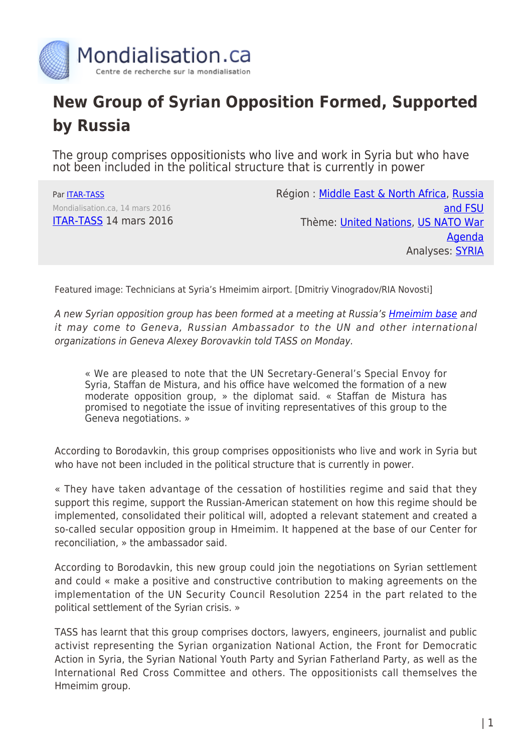Mondialisation.ca

Centre de recherche sur la mondialisation

# New Group of Syrian Opposition Formed, Supported by Russia

The group comprises oppositionists who live and work in Syria but who have not been included in the political structure that is currently in power

Par [ITAR-TASS](#)

Mondialisation.ca, 14 mars 2016

[ITAR-TASS](#) 14 mars 2016

Région : [Middle East & North Africa](#), [Russia and FSU](#)

Thème: [United Nations](#), [US NATO War Agenda](#)

Analyses: [SYRIA](#)

Featured image: Technicians at Syria's Hmeimim airport. [Dmitriy Vinogradov/RIA Novosti]

*A new Syrian opposition group has been formed at a meeting at Russia's [Hmeimim base](#) and it may come to Geneva, Russian Ambassador to the UN and other international organizations in Geneva Alexey Borovavkin told TASS on Monday.*

> « We are pleased to note that the UN Secretary-General's Special Envoy for Syria, Staffan de Mistura, and his office have welcomed the formation of a new moderate opposition group, » the diplomat said. « Staffan de Mistura has promised to negotiate the issue of inviting representatives of this group to the Geneva negotiations. »

According to Borodavkin, this group comprises oppositionists who live and work in Syria but who have not been included in the political structure that is currently in power.

« They have taken advantage of the cessation of hostilities regime and said that they support this regime, support the Russian-American statement on how this regime should be implemented, consolidated their political will, adopted a relevant statement and created a so-called secular opposition group in Hmeimim. It happened at the base of our Center for reconciliation, » the ambassador said.

According to Borodavkin, this new group could join the negotiations on Syrian settlement and could « make a positive and constructive contribution to making agreements on the implementation of the UN Security Council Resolution 2254 in the part related to the political settlement of the Syrian crisis. »

TASS has learnt that this group comprises doctors, lawyers, engineers, journalist and public activist representing the Syrian organization National Action, the Front for Democratic Action in Syria, the Syrian National Youth Party and Syrian Fatherland Party, as well as the International Red Cross Committee and others. The oppositionists call themselves the Hmeimim group.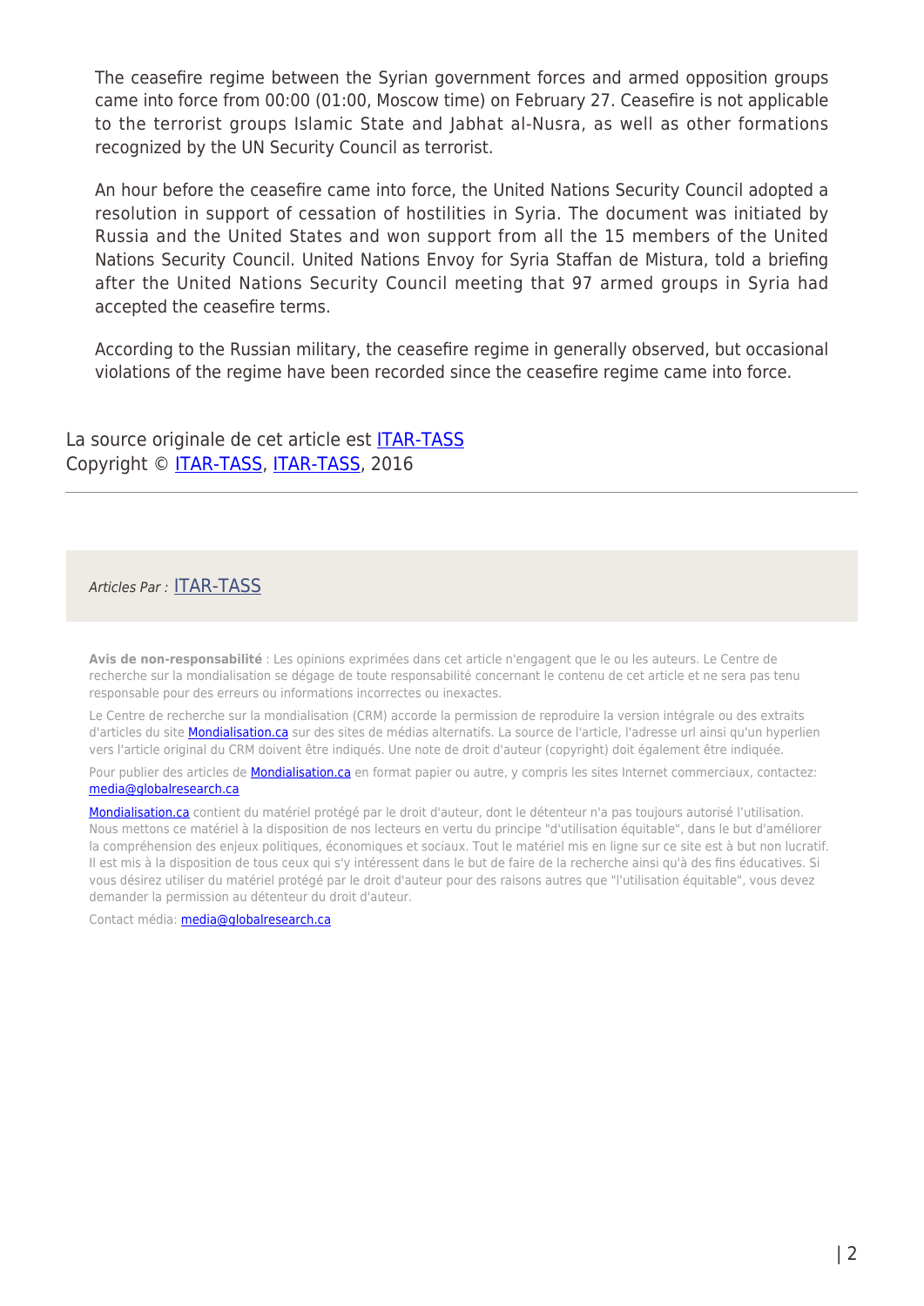The ceasefire regime between the Syrian government forces and armed opposition groups came into force from 00:00 (01:00, Moscow time) on February 27. Ceasefire is not applicable to the terrorist groups Islamic State and Jabhat al-Nusra, as well as other formations recognized by the UN Security Council as terrorist.

An hour before the ceasefire came into force, the United Nations Security Council adopted a resolution in support of cessation of hostilities in Syria. The document was initiated by Russia and the United States and won support from all the 15 members of the United Nations Security Council. United Nations Envoy for Syria Staffan de Mistura, told a briefing after the United Nations Security Council meeting that 97 armed groups in Syria had accepted the ceasefire terms.

According to the Russian military, the ceasefire regime in generally observed, but occasional violations of the regime have been recorded since the ceasefire regime came into force.

La source originale de cet article est ITAR-TASS
Copyright © ITAR-TASS, ITAR-TASS, 2016

---

*Articles Par :* ITAR-TASS

**Avis de non-responsabilité** : Les opinions exprimées dans cet article n'engagent que le ou les auteurs. Le Centre de recherche sur la mondialisation se dégage de toute responsabilité concernant le contenu de cet article et ne sera pas tenu responsable pour des erreurs ou informations incorrectes ou inexactes.

Le Centre de recherche sur la mondialisation (CRM) accorde la permission de reproduire la version intégrale ou des extraits d'articles du site Mondialisation.ca sur des sites de médias alternatifs. La source de l'article, l'adresse url ainsi qu'un hyperlien vers l'article original du CRM doivent être indiqués. Une note de droit d'auteur (copyright) doit également être indiquée.

Pour publier des articles de Mondialisation.ca en format papier ou autre, y compris les sites Internet commerciaux, contactez: media@globalresearch.ca

Mondialisation.ca contient du matériel protégé par le droit d'auteur, dont le détenteur n'a pas toujours autorisé l'utilisation. Nous mettons ce matériel à la disposition de nos lecteurs en vertu du principe "d'utilisation équitable", dans le but d'améliorer la compréhension des enjeux politiques, économiques et sociaux. Tout le matériel mis en ligne sur ce site est à but non lucratif. Il est mis à la disposition de tous ceux qui s'y intéressent dans le but de faire de la recherche ainsi qu'à des fins éducatives. Si vous désirez utiliser du matériel protégé par le droit d'auteur pour des raisons autres que "l'utilisation équitable", vous devez demander la permission au détenteur du droit d'auteur.

Contact média: media@globalresearch.ca